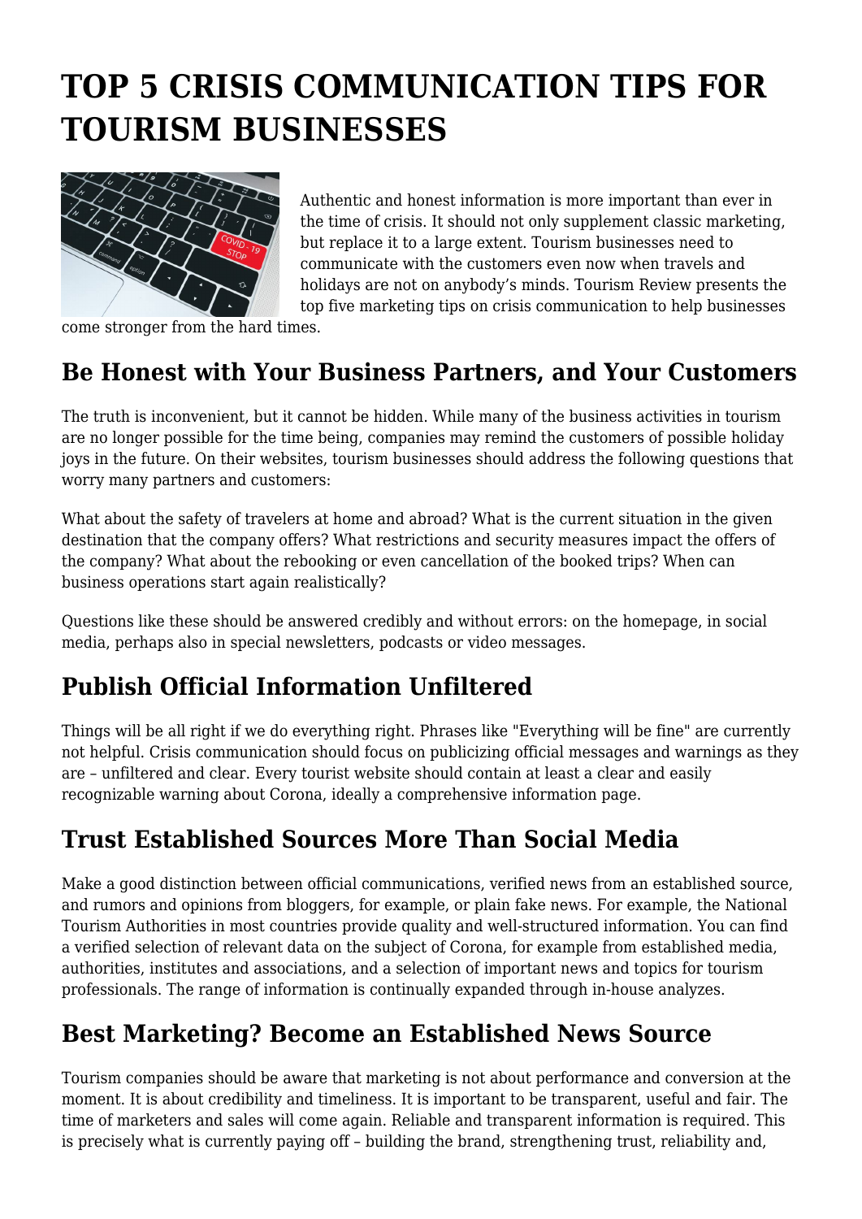# TOP 5 CRISIS COMMUNICATION TIPS FOR TOURISM BUSINESSES

Authentic and honest information is more important than ever in the time of crisis. It should not only supplement classic marketing, but replace it to a large extent. Tourism businesses need to communicate with the customers even now when travels and holidays are not on anybody's minds. Tourism Review presents the top five marketing tips on crisis communication to help businesses come stronger from the hard times.

## Be Honest with Your Business Partners, and Your Customers

The truth is inconvenient, but it cannot be hidden. While many of the business activities in tourism are no longer possible for the time being, companies may remind the customers of possible holiday joys in the future. On their websites, tourism businesses should address the following questions that worry many partners and customers:

What about the safety of travelers at home and abroad? What is the current situation in the given destination that the company offers? What restrictions and security measures impact the offers of the company? What about the rebooking or even cancellation of the booked trips? When can business operations start again realistically?

Questions like these should be answered credibly and without errors: on the homepage, in social media, perhaps also in special newsletters, podcasts or video messages.

## Publish Official Information Unfiltered

Things will be all right if we do everything right. Phrases like "Everything will be fine" are currently not helpful. Crisis communication should focus on publicizing official messages and warnings as they are – unfiltered and clear. Every tourist website should contain at least a clear and easily recognizable warning about Corona, ideally a comprehensive information page.

## Trust Established Sources More Than Social Media

Make a good distinction between official communications, verified news from an established source, and rumors and opinions from bloggers, for example, or plain fake news. For example, the National Tourism Authorities in most countries provide quality and well-structured information. You can find a verified selection of relevant data on the subject of Corona, for example from established media, authorities, institutes and associations, and a selection of important news and topics for tourism professionals. The range of information is continually expanded through in-house analyzes.

## Best Marketing? Become an Established News Source

Tourism companies should be aware that marketing is not about performance and conversion at the moment. It is about credibility and timeliness. It is important to be transparent, useful and fair. The time of marketers and sales will come again. Reliable and transparent information is required. This is precisely what is currently paying off – building the brand, strengthening trust, reliability and,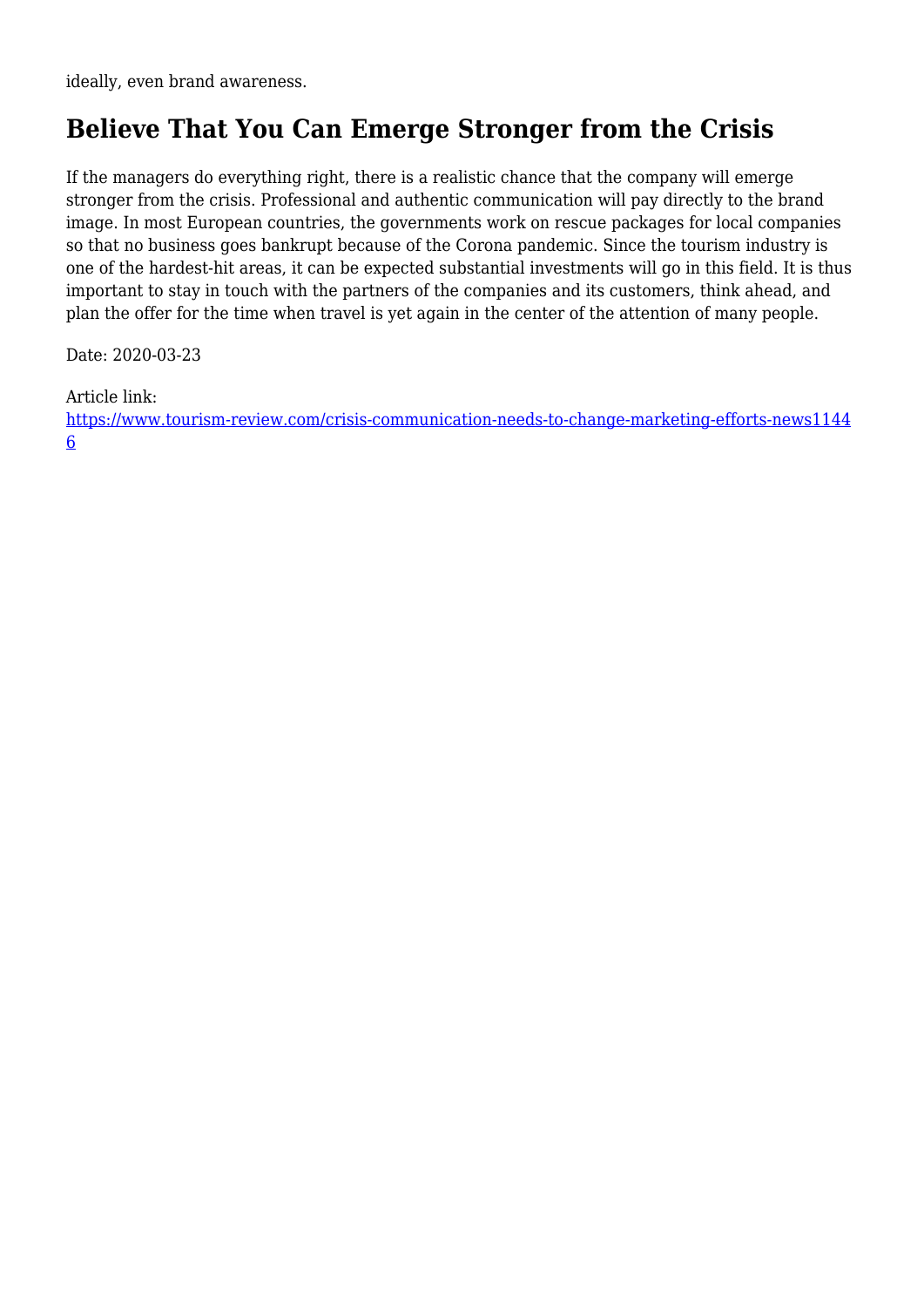ideally, even brand awareness.

## Believe That You Can Emerge Stronger from the Crisis

If the managers do everything right, there is a realistic chance that the company will emerge stronger from the crisis. Professional and authentic communication will pay directly to the brand image. In most European countries, the governments work on rescue packages for local companies so that no business goes bankrupt because of the Corona pandemic. Since the tourism industry is one of the hardest-hit areas, it can be expected substantial investments will go in this field. It is thus important to stay in touch with the partners of the companies and its customers, think ahead, and plan the offer for the time when travel is yet again in the center of the attention of many people.

Date: 2020-03-23

Article link:
https://www.tourism-review.com/crisis-communication-needs-to-change-marketing-efforts-news11446